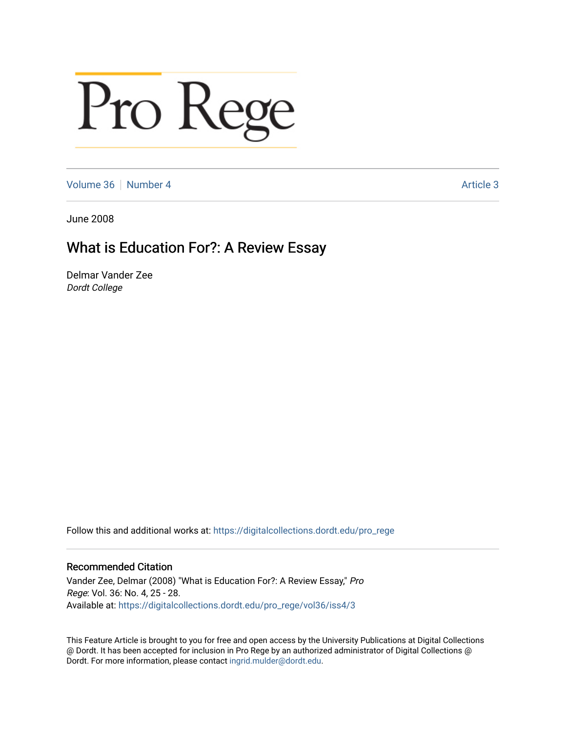Pro Rege

Volume 36 | Number 4 | Article 3

June 2008

# What is Education For?: A Review Essay

Delmar Vander Zee
*Dordt College*

Follow this and additional works at: https://digitalcollections.dordt.edu/pro_rege

## Recommended Citation

Vander Zee, Delmar (2008) "What is Education For?: A Review Essay," *Pro Rege*: Vol. 36: No. 4, 25 - 28.
Available at: https://digitalcollections.dordt.edu/pro_rege/vol36/iss4/3

This Feature Article is brought to you for free and open access by the University Publications at Digital Collections @ Dordt. It has been accepted for inclusion in Pro Rege by an authorized administrator of Digital Collections @ Dordt. For more information, please contact ingrid.mulder@dordt.edu.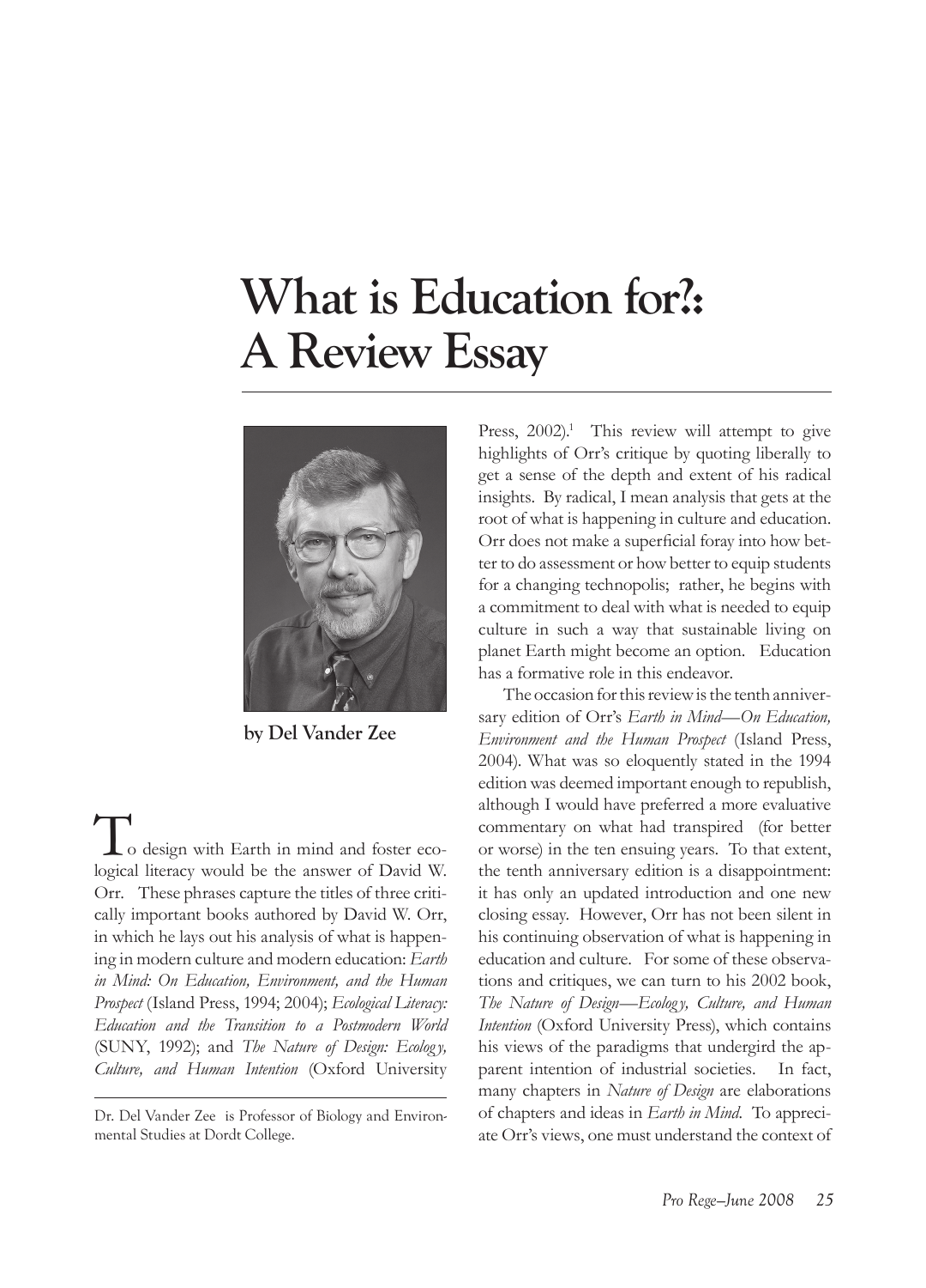# What is Education for?: A Review Essay

**by Del Vander Zee**

To design with Earth in mind and foster ecological literacy would be the answer of David W. Orr. These phrases capture the titles of three critically important books authored by David W. Orr, in which he lays out his analysis of what is happening in modern culture and modern education: *Earth in Mind: On Education, Environment, and the Human Prospect* (Island Press, 1994; 2004); *Ecological Literacy: Education and the Transition to a Postmodern World* (SUNY, 1992); and *The Nature of Design: Ecology, Culture, and Human Intention* (Oxford University Press, 2002).[1] This review will attempt to give highlights of Orr's critique by quoting liberally to get a sense of the depth and extent of his radical insights. By radical, I mean analysis that gets at the root of what is happening in culture and education. Orr does not make a superficial foray into how better to do assessment or how better to equip students for a changing technopolis; rather, he begins with a commitment to deal with what is needed to equip culture in such a way that sustainable living on planet Earth might become an option. Education has a formative role in this endeavor.

The occasion for this review is the tenth anniversary edition of Orr's *Earth in Mind—On Education, Environment and the Human Prospect* (Island Press, 2004). What was so eloquently stated in the 1994 edition was deemed important enough to republish, although I would have preferred a more evaluative commentary on what had transpired (for better or worse) in the ten ensuing years. To that extent, the tenth anniversary edition is a disappointment: it has only an updated introduction and one new closing essay. However, Orr has not been silent in his continuing observation of what is happening in education and culture. For some of these observations and critiques, we can turn to his 2002 book, *The Nature of Design—Ecology, Culture, and Human Intention* (Oxford University Press), which contains his views of the paradigms that undergird the apparent intention of industrial societies. In fact, many chapters in *Nature of Design* are elaborations of chapters and ideas in *Earth in Mind*. To appreciate Orr's views, one must understand the context of

---

Dr. Del Vander Zee is Professor of Biology and Environmental Studies at Dordt College.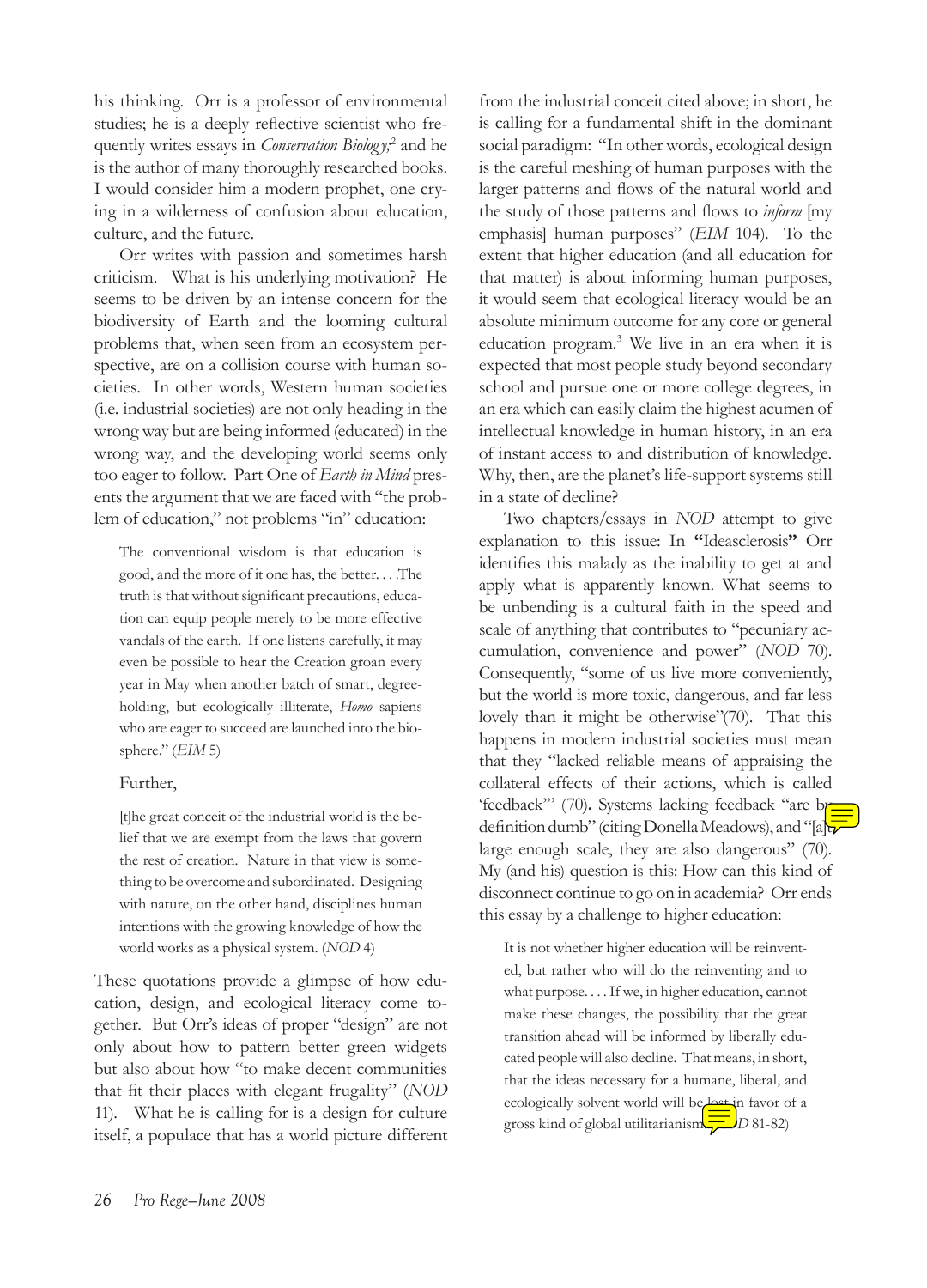his thinking. Orr is a professor of environmental studies; he is a deeply reflective scientist who frequently writes essays in *Conservation Biology*;[2] and he is the author of many thoroughly researched books. I would consider him a modern prophet, one crying in a wilderness of confusion about education, culture, and the future.

Orr writes with passion and sometimes harsh criticism. What is his underlying motivation? He seems to be driven by an intense concern for the biodiversity of Earth and the looming cultural problems that, when seen from an ecosystem perspective, are on a collision course with human societies. In other words, Western human societies (i.e. industrial societies) are not only heading in the wrong way but are being informed (educated) in the wrong way, and the developing world seems only too eager to follow. Part One of *Earth in Mind* presents the argument that we are faced with "the problem of education," not problems "in" education:

> The conventional wisdom is that education is good, and the more of it one has, the better. . . .The truth is that without significant precautions, education can equip people merely to be more effective vandals of the earth. If one listens carefully, it may even be possible to hear the Creation groan every year in May when another batch of smart, degree-holding, but ecologically illiterate, *Homo* sapiens who are eager to succeed are launched into the biosphere." (*EIM* 5)

Further,

> [t]he great conceit of the industrial world is the belief that we are exempt from the laws that govern the rest of creation. Nature in that view is something to be overcome and subordinated. Designing with nature, on the other hand, disciplines human intentions with the growing knowledge of how the world works as a physical system. (*NOD* 4)

These quotations provide a glimpse of how education, design, and ecological literacy come together. But Orr's ideas of proper "design" are not only about how to pattern better green widgets but also about how "to make decent communities that fit their places with elegant frugality" (*NOD* 11). What he is calling for is a design for culture itself, a populace that has a world picture different from the industrial conceit cited above; in short, he is calling for a fundamental shift in the dominant social paradigm: "In other words, ecological design is the careful meshing of human purposes with the larger patterns and flows of the natural world and the study of those patterns and flows to *inform* [my emphasis] human purposes" (*EIM* 104). To the extent that higher education (and all education for that matter) is about informing human purposes, it would seem that ecological literacy would be an absolute minimum outcome for any core or general education program.[3] We live in an era when it is expected that most people study beyond secondary school and pursue one or more college degrees, in an era which can easily claim the highest acumen of intellectual knowledge in human history, in an era of instant access to and distribution of knowledge. Why, then, are the planet's life-support systems still in a state of decline?

Two chapters/essays in *NOD* attempt to give explanation to this issue: In **"**Ideasclerosis**"** Orr identifies this malady as the inability to get at and apply what is apparently known. What seems to be unbending is a cultural faith in the speed and scale of anything that contributes to "pecuniary accumulation, convenience and power" (*NOD* 70). Consequently, "some of us live more conveniently, but the world is more toxic, dangerous, and far less lovely than it might be otherwise"(70). That this happens in modern industrial societies must mean that they "lacked reliable means of appraising the collateral effects of their actions, which is called 'feedback'" (70)**.** Systems lacking feedback "are by definition dumb" (citing Donella Meadows), and "[a]t large enough scale, they are also dangerous" (70). My (and his) question is this: How can this kind of disconnect continue to go on in academia? Orr ends this essay by a challenge to higher education:

> It is not whether higher education will be reinvented, but rather who will do the reinventing and to what purpose. . . . If we, in higher education, cannot make these changes, the possibility that the great transition ahead will be informed by liberally educated people will also decline. That means, in short, that the ideas necessary for a humane, liberal, and ecologically solvent world will be lost in favor of a gross kind of global utilitarianism. (*NOD* 81-82)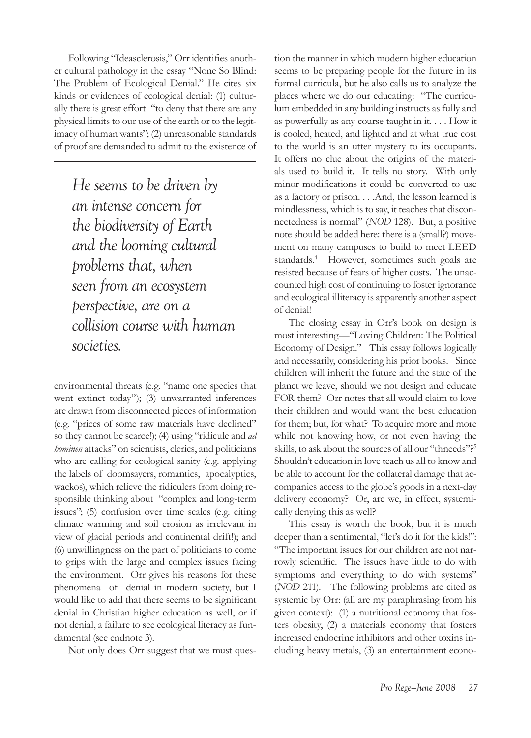Following "Ideasclerosis," Orr identifies another cultural pathology in the essay "None So Blind: The Problem of Ecological Denial." He cites six kinds or evidences of ecological denial: (1) culturally there is great effort "to deny that there are any physical limits to our use of the earth or to the legitimacy of human wants"; (2) unreasonable standards of proof are demanded to admit to the existence of environmental threats (e.g. "name one species that went extinct today"); (3) unwarranted inferences are drawn from disconnected pieces of information (e.g. "prices of some raw materials have declined" so they cannot be scarce!); (4) using "ridicule and *ad hominen* attacks" on scientists, clerics, and politicians who are calling for ecological sanity (e.g. applying the labels of doomsayers, romantics, apocalyptics, wackos), which relieve the ridiculers from doing responsible thinking about "complex and long-term issues"; (5) confusion over time scales (e.g. citing climate warming and soil erosion as irrelevant in view of glacial periods and continental drift!); and (6) unwillingness on the part of politicians to come to grips with the large and complex issues facing the environment. Orr gives his reasons for these phenomena of denial in modern society, but I would like to add that there seems to be significant denial in Christian higher education as well, or if not denial, a failure to see ecological literacy as fundamental (see endnote 3).

> *He seems to be driven by an intense concern for the biodiversity of Earth and the looming cultural problems that, when seen from an ecosystem perspective, are on a collision course with human societies.*

Not only does Orr suggest that we must question the manner in which modern higher education seems to be preparing people for the future in its formal curricula, but he also calls us to analyze the places where we do our educating: "The curriculum embedded in any building instructs as fully and as powerfully as any course taught in it. . . . How it is cooled, heated, and lighted and at what true cost to the world is an utter mystery to its occupants. It offers no clue about the origins of the materials used to build it. It tells no story. With only minor modifications it could be converted to use as a factory or prison. . . .And, the lesson learned is mindlessness, which is to say, it teaches that disconnectedness is normal" (*NOD* 128). But, a positive note should be added here: there is a (small?) movement on many campuses to build to meet LEED standards.[4] However, sometimes such goals are resisted because of fears of higher costs. The unaccounted high cost of continuing to foster ignorance and ecological illiteracy is apparently another aspect of denial!

The closing essay in Orr's book on design is most interesting—"Loving Children: The Political Economy of Design." This essay follows logically and necessarily, considering his prior books. Since children will inherit the future and the state of the planet we leave, should we not design and educate FOR them? Orr notes that all would claim to love their children and would want the best education for them; but, for what? To acquire more and more while not knowing how, or not even having the skills, to ask about the sources of all our "thneeds"?[5] Shouldn't education in love teach us all to know and be able to account for the collateral damage that accompanies access to the globe's goods in a next-day delivery economy? Or, are we, in effect, systemically denying this as well?

This essay is worth the book, but it is much deeper than a sentimental, "let's do it for the kids!": "The important issues for our children are not narrowly scientific. The issues have little to do with symptoms and everything to do with systems" (*NOD* 211). The following problems are cited as systemic by Orr: (all are my paraphrasing from his given context): (1) a nutritional economy that fosters obesity, (2) a materials economy that fosters increased endocrine inhibitors and other toxins including heavy metals, (3) an entertainment econo-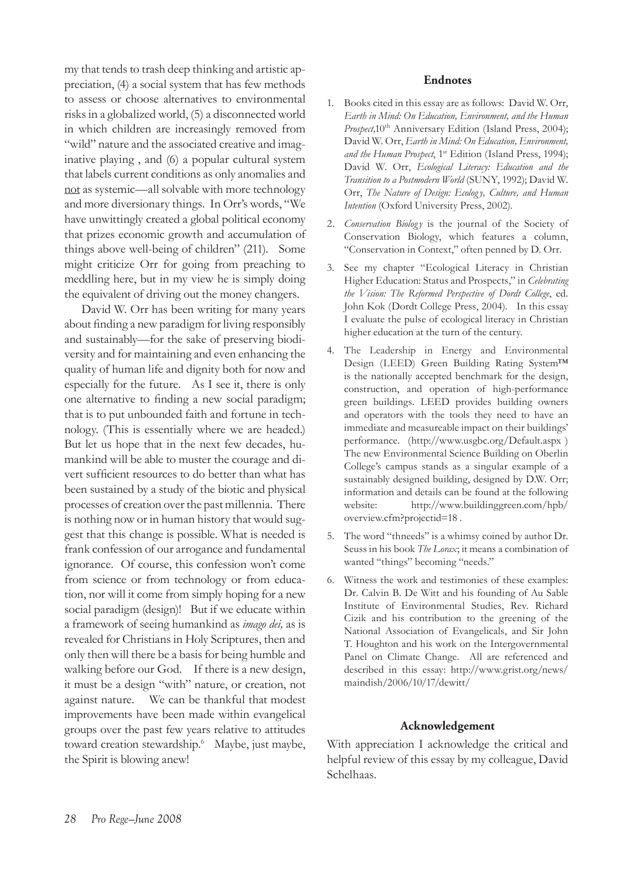my that tends to trash deep thinking and artistic appreciation, (4) a social system that has few methods to assess or choose alternatives to environmental risks in a globalized world, (5) a disconnected world in which children are increasingly removed from "wild" nature and the associated creative and imaginative playing , and (6) a popular cultural system that labels current conditions as only anomalies and not as systemic—all solvable with more technology and more diversionary things. In Orr's words, "We have unwittingly created a global political economy that prizes economic growth and accumulation of things above well-being of children" (211). Some might criticize Orr for going from preaching to meddling here, but in my view he is simply doing the equivalent of driving out the money changers.

David W. Orr has been writing for many years about finding a new paradigm for living responsibly and sustainably—for the sake of preserving biodiversity and for maintaining and even enhancing the quality of human life and dignity both for now and especially for the future. As I see it, there is only one alternative to finding a new social paradigm; that is to put unbounded faith and fortune in technology. (This is essentially where we are headed.) But let us hope that in the next few decades, humankind will be able to muster the courage and divert sufficient resources to do better than what has been sustained by a study of the biotic and physical processes of creation over the past millennia. There is nothing now or in human history that would suggest that this change is possible. What is needed is frank confession of our arrogance and fundamental ignorance. Of course, this confession won't come from science or from technology or from education, nor will it come from simply hoping for a new social paradigm (design)! But if we educate within a framework of seeing humankind as *imago dei,* as is revealed for Christians in Holy Scriptures, then and only then will there be a basis for being humble and walking before our God. If there is a new design, it must be a design "with" nature, or creation, not against nature. We can be thankful that modest improvements have been made within evangelical groups over the past few years relative to attitudes toward creation stewardship.[6] Maybe, just maybe, the Spirit is blowing anew!

### Endnotes

1. Books cited in this essay are as follows: David W. Orr, *Earth in Mind: On Education, Environment, and the Human Prospect,*10th Anniversary Edition (Island Press, 2004); David W. Orr, *Earth in Mind: On Education, Environment, and the Human Prospect*, 1st Edition (Island Press, 1994); David W. Orr, *Ecological Literacy: Education and the Transition to a Postmodern World* (SUNY, 1992); David W. Orr, *The Nature of Design: Ecology, Culture, and Human Intention* (Oxford University Press, 2002).
2. *Conservation Biology* is the journal of the Society of Conservation Biology, which features a column, "Conservation in Context," often penned by D. Orr.
3. See my chapter "Ecological Literacy in Christian Higher Education: Status and Prospects," in *Celebrating the Vision: The Reformed Perspective of Dordt College*, ed. John Kok (Dordt College Press, 2004). In this essay I evaluate the pulse of ecological literacy in Christian higher education at the turn of the century.
4. The Leadership in Energy and Environmental Design (LEED) Green Building Rating System™ is the nationally accepted benchmark for the design, construction, and operation of high-performance green buildings. LEED provides building owners and operators with the tools they need to have an immediate and measureable impact on their buildings' performance. (http://www.usgbc.org/Default.aspx ) The new Environmental Science Building on Oberlin College's campus stands as a singular example of a sustainably designed building, designed by D.W. Orr; information and details can be found at the following website: http://www.buildinggreen.com/hpb/overview.cfm?projectid=18 .
5. The word "thneeds" is a whimsy coined by author Dr. Seuss in his book *The Lorax*; it means a combination of wanted "things" becoming "needs."
6. Witness the work and testimonies of these examples: Dr. Calvin B. De Witt and his founding of Au Sable Institute of Environmental Studies, Rev. Richard Cizik and his contribution to the greening of the National Association of Evangelicals, and Sir John T. Houghton and his work on the Intergovernmental Panel on Climate Change. All are referenced and described in this essay: http://www.grist.org/news/maindish/2006/10/17/dewitt/

### Acknowledgement

With appreciation I acknowledge the critical and helpful review of this essay by my colleague, David Schelhaas.